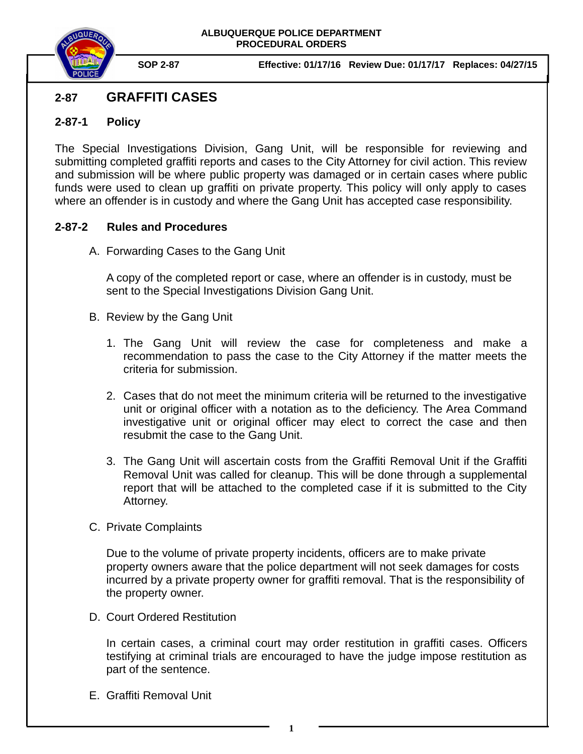**ALBUQUERQUE POLICE DEPARTMENT**
**PROCEDURAL ORDERS**

**SOP 2-87** **Effective: 01/17/16 Review Due: 01/17/17 Replaces: 04/27/15**

# 2-87 GRAFFITI CASES

## 2-87-1 Policy

The Special Investigations Division, Gang Unit, will be responsible for reviewing and submitting completed graffiti reports and cases to the City Attorney for civil action. This review and submission will be where public property was damaged or in certain cases where public funds were used to clean up graffiti on private property. This policy will only apply to cases where an offender is in custody and where the Gang Unit has accepted case responsibility.

## 2-87-2 Rules and Procedures

A. Forwarding Cases to the Gang Unit

A copy of the completed report or case, where an offender is in custody, must be sent to the Special Investigations Division Gang Unit.

B. Review by the Gang Unit

1. The Gang Unit will review the case for completeness and make a recommendation to pass the case to the City Attorney if the matter meets the criteria for submission.

2. Cases that do not meet the minimum criteria will be returned to the investigative unit or original officer with a notation as to the deficiency. The Area Command investigative unit or original officer may elect to correct the case and then resubmit the case to the Gang Unit.

3. The Gang Unit will ascertain costs from the Graffiti Removal Unit if the Graffiti Removal Unit was called for cleanup. This will be done through a supplemental report that will be attached to the completed case if it is submitted to the City Attorney.

C. Private Complaints

Due to the volume of private property incidents, officers are to make private property owners aware that the police department will not seek damages for costs incurred by a private property owner for graffiti removal. That is the responsibility of the property owner.

D. Court Ordered Restitution

In certain cases, a criminal court may order restitution in graffiti cases. Officers testifying at criminal trials are encouraged to have the judge impose restitution as part of the sentence.

E. Graffiti Removal Unit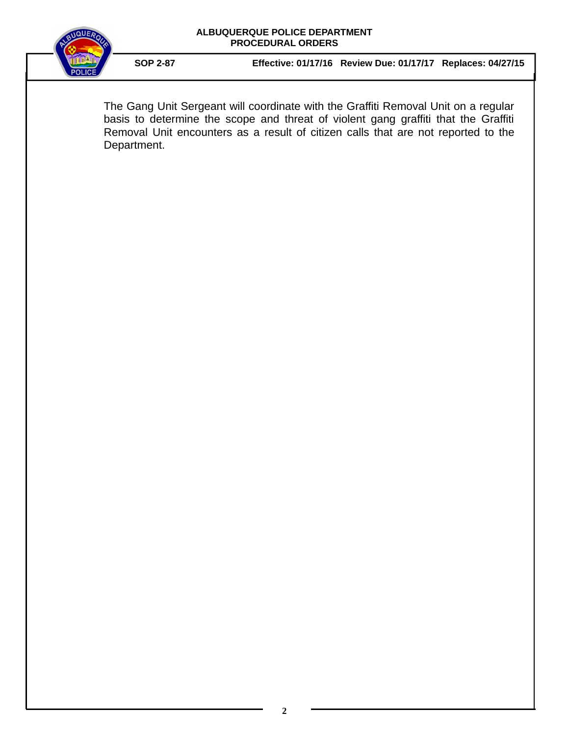The Gang Unit Sergeant will coordinate with the Graffiti Removal Unit on a regular basis to determine the scope and threat of violent gang graffiti that the Graffiti Removal Unit encounters as a result of citizen calls that are not reported to the Department.